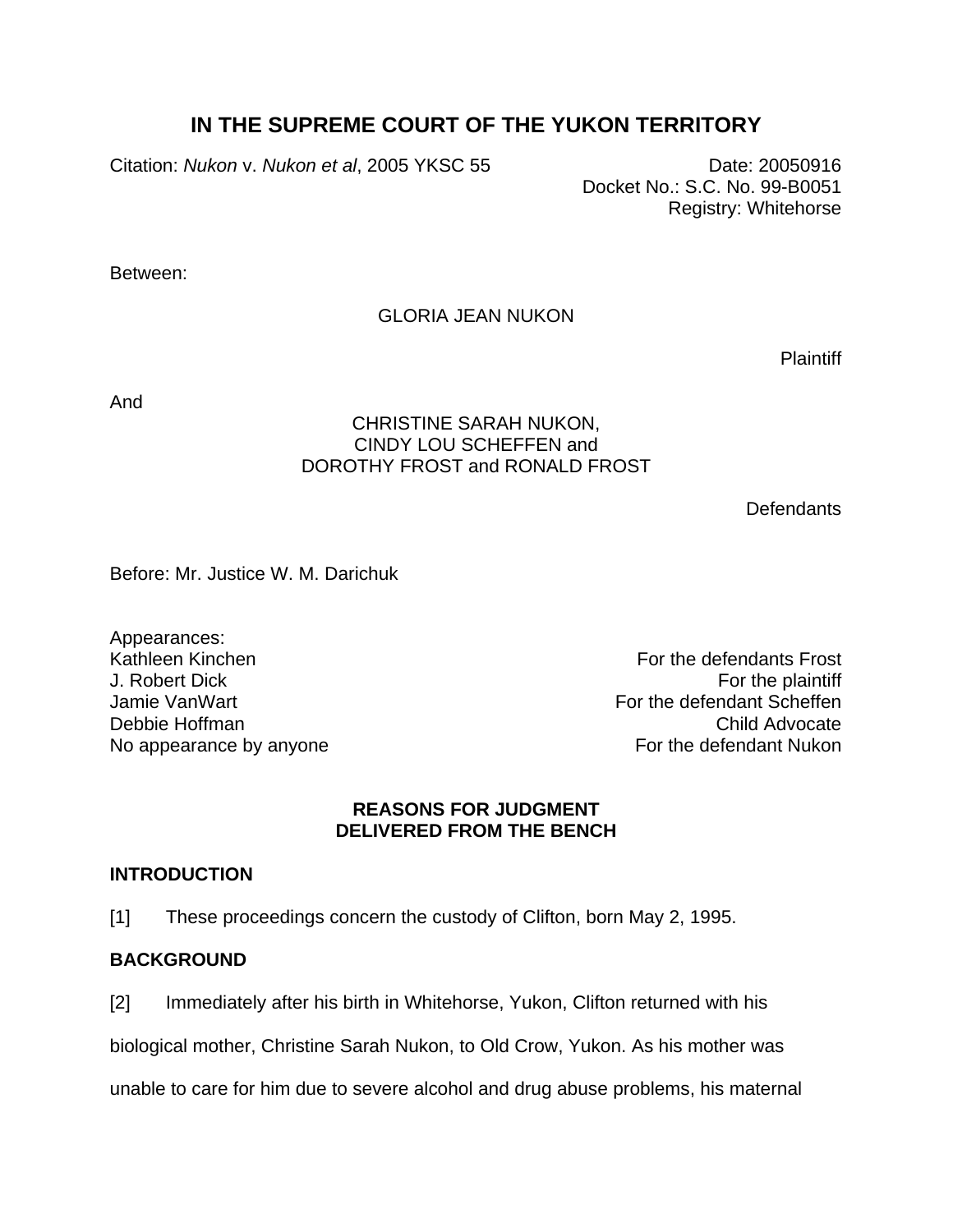# IN THE SUPREME COURT OF THE YUKON TERRITORY

Citation: *Nukon* v. *Nukon et al*, 2005 YKSC 55

Date: 20050916
Docket No.: S.C. No. 99-B0051
Registry: Whitehorse

Between:

GLORIA JEAN NUKON

Plaintiff

And

CHRISTINE SARAH NUKON,
CINDY LOU SCHEFFEN and
DOROTHY FROST and RONALD FROST

Defendants

Before: Mr. Justice W. M. Darichuk

Appearances:

| | |
|---|---|
| Kathleen Kinchen | For the defendants Frost |
| J. Robert Dick | For the plaintiff |
| Jamie VanWart | For the defendant Scheffen |
| Debbie Hoffman | Child Advocate |
| No appearance by anyone | For the defendant Nukon |

## REASONS FOR JUDGMENT DELIVERED FROM THE BENCH

### INTRODUCTION

[1] These proceedings concern the custody of Clifton, born May 2, 1995.

### BACKGROUND

[2] Immediately after his birth in Whitehorse, Yukon, Clifton returned with his biological mother, Christine Sarah Nukon, to Old Crow, Yukon. As his mother was unable to care for him due to severe alcohol and drug abuse problems, his maternal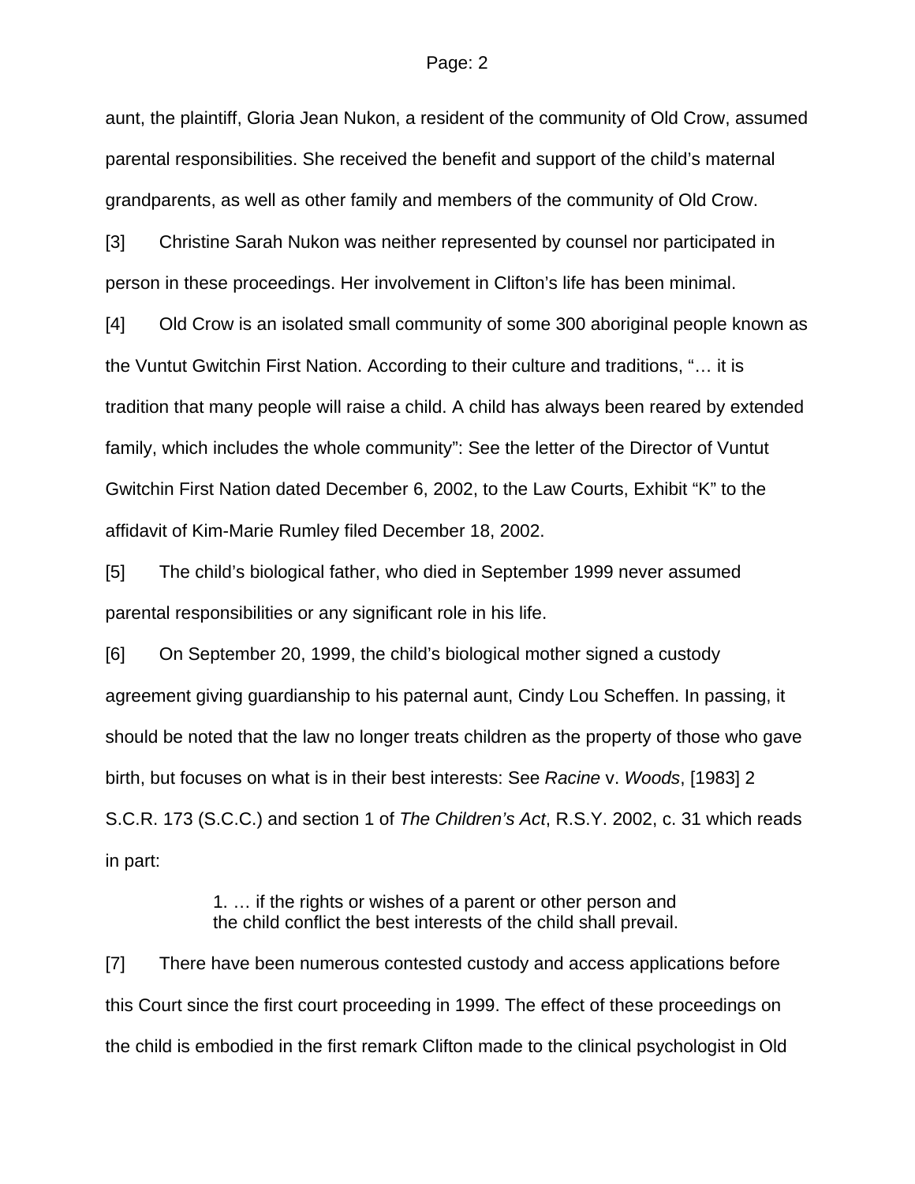aunt, the plaintiff, Gloria Jean Nukon, a resident of the community of Old Crow, assumed parental responsibilities. She received the benefit and support of the child's maternal grandparents, as well as other family and members of the community of Old Crow.

[3] Christine Sarah Nukon was neither represented by counsel nor participated in person in these proceedings. Her involvement in Clifton's life has been minimal.

[4] Old Crow is an isolated small community of some 300 aboriginal people known as the Vuntut Gwitchin First Nation. According to their culture and traditions, "… it is tradition that many people will raise a child. A child has always been reared by extended family, which includes the whole community": See the letter of the Director of Vuntut Gwitchin First Nation dated December 6, 2002, to the Law Courts, Exhibit "K" to the affidavit of Kim-Marie Rumley filed December 18, 2002.

[5] The child's biological father, who died in September 1999 never assumed parental responsibilities or any significant role in his life.

[6] On September 20, 1999, the child's biological mother signed a custody agreement giving guardianship to his paternal aunt, Cindy Lou Scheffen. In passing, it should be noted that the law no longer treats children as the property of those who gave birth, but focuses on what is in their best interests: See *Racine* v. *Woods*, [1983] 2 S.C.R. 173 (S.C.C.) and section 1 of *The Children's Act*, R.S.Y. 2002, c. 31 which reads in part:

> 1. … if the rights or wishes of a parent or other person and the child conflict the best interests of the child shall prevail.

[7] There have been numerous contested custody and access applications before this Court since the first court proceeding in 1999. The effect of these proceedings on the child is embodied in the first remark Clifton made to the clinical psychologist in Old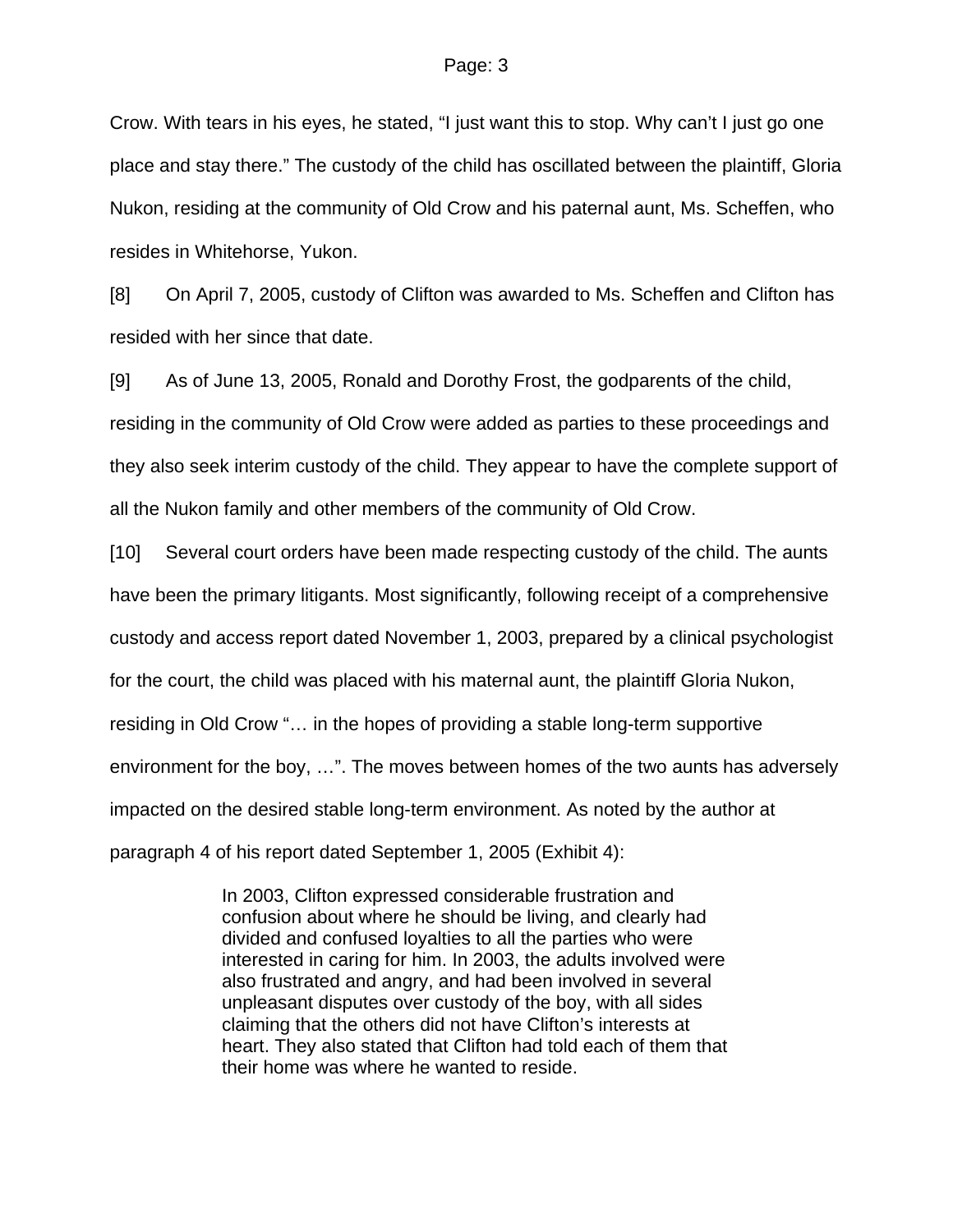Crow. With tears in his eyes, he stated, “I just want this to stop. Why can’t I just go one place and stay there.” The custody of the child has oscillated between the plaintiff, Gloria Nukon, residing at the community of Old Crow and his paternal aunt, Ms. Scheffen, who resides in Whitehorse, Yukon.

[8] On April 7, 2005, custody of Clifton was awarded to Ms. Scheffen and Clifton has resided with her since that date.

[9] As of June 13, 2005, Ronald and Dorothy Frost, the godparents of the child, residing in the community of Old Crow were added as parties to these proceedings and they also seek interim custody of the child. They appear to have the complete support of all the Nukon family and other members of the community of Old Crow.

[10] Several court orders have been made respecting custody of the child. The aunts have been the primary litigants. Most significantly, following receipt of a comprehensive custody and access report dated November 1, 2003, prepared by a clinical psychologist for the court, the child was placed with his maternal aunt, the plaintiff Gloria Nukon, residing in Old Crow “… in the hopes of providing a stable long-term supportive environment for the boy, …”. The moves between homes of the two aunts has adversely impacted on the desired stable long-term environment. As noted by the author at paragraph 4 of his report dated September 1, 2005 (Exhibit 4):

> In 2003, Clifton expressed considerable frustration and confusion about where he should be living, and clearly had divided and confused loyalties to all the parties who were interested in caring for him. In 2003, the adults involved were also frustrated and angry, and had been involved in several unpleasant disputes over custody of the boy, with all sides claiming that the others did not have Clifton’s interests at heart. They also stated that Clifton had told each of them that their home was where he wanted to reside.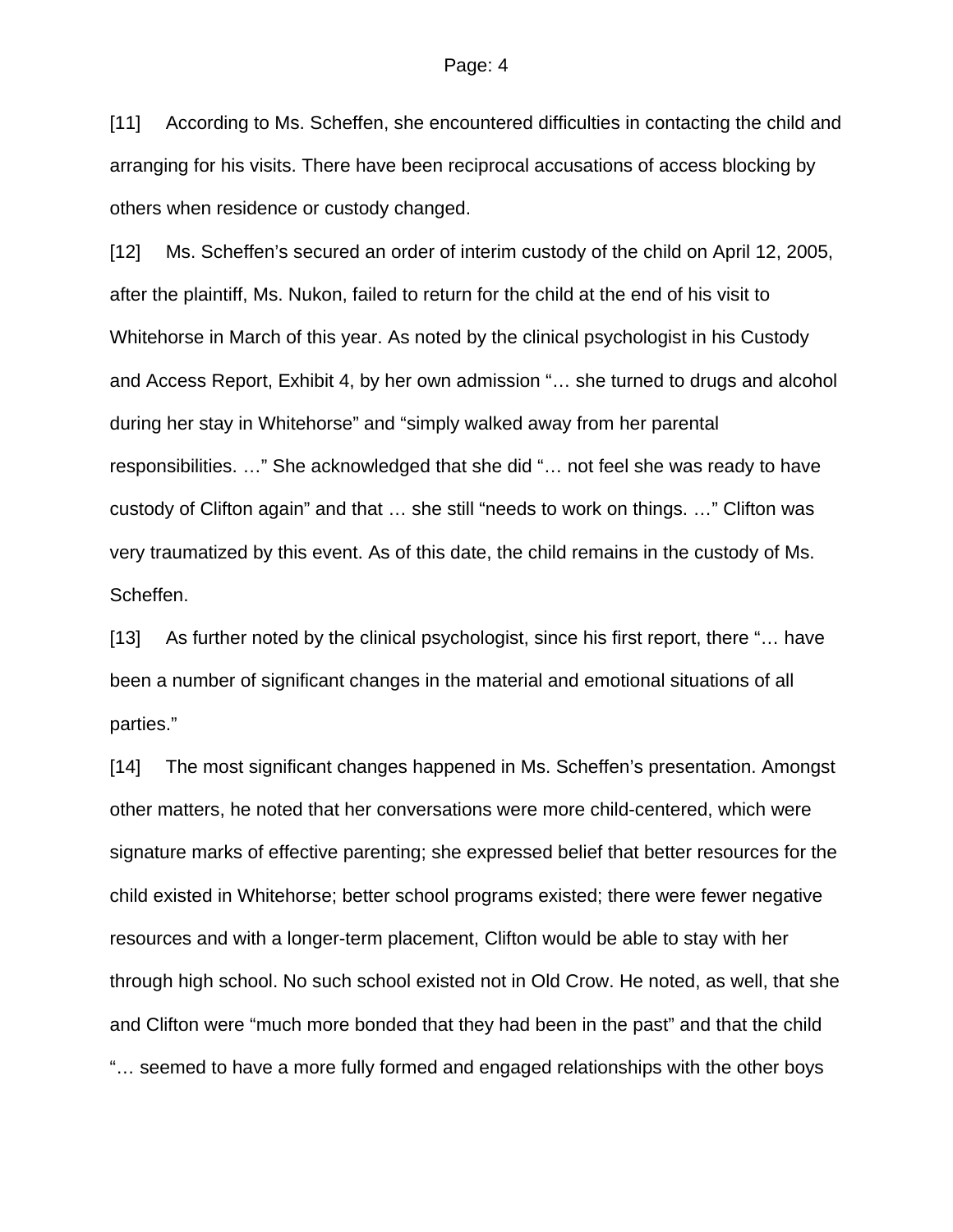[11] According to Ms. Scheffen, she encountered difficulties in contacting the child and arranging for his visits. There have been reciprocal accusations of access blocking by others when residence or custody changed.

[12] Ms. Scheffen's secured an order of interim custody of the child on April 12, 2005, after the plaintiff, Ms. Nukon, failed to return for the child at the end of his visit to Whitehorse in March of this year. As noted by the clinical psychologist in his Custody and Access Report, Exhibit 4, by her own admission "… she turned to drugs and alcohol during her stay in Whitehorse" and "simply walked away from her parental responsibilities. …" She acknowledged that she did "… not feel she was ready to have custody of Clifton again" and that … she still "needs to work on things. …" Clifton was very traumatized by this event. As of this date, the child remains in the custody of Ms. Scheffen.

[13] As further noted by the clinical psychologist, since his first report, there "… have been a number of significant changes in the material and emotional situations of all parties."

[14] The most significant changes happened in Ms. Scheffen's presentation. Amongst other matters, he noted that her conversations were more child-centered, which were signature marks of effective parenting; she expressed belief that better resources for the child existed in Whitehorse; better school programs existed; there were fewer negative resources and with a longer-term placement, Clifton would be able to stay with her through high school. No such school existed not in Old Crow. He noted, as well, that she and Clifton were "much more bonded that they had been in the past" and that the child "… seemed to have a more fully formed and engaged relationships with the other boys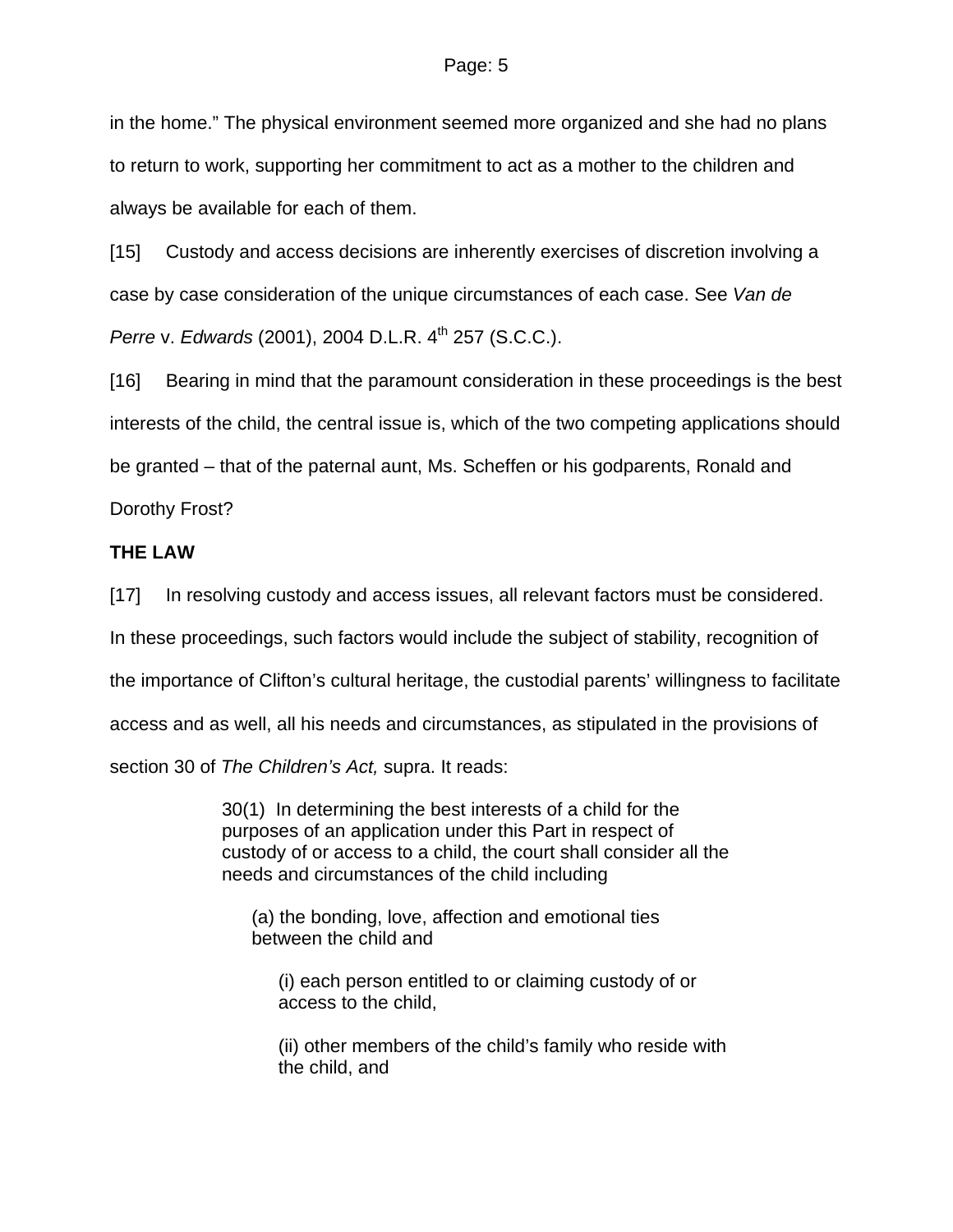in the home." The physical environment seemed more organized and she had no plans to return to work, supporting her commitment to act as a mother to the children and always be available for each of them.

[15] Custody and access decisions are inherently exercises of discretion involving a case by case consideration of the unique circumstances of each case. See *Van de Perre* v. *Edwards* (2001), 2004 D.L.R. 4th 257 (S.C.C.).

[16] Bearing in mind that the paramount consideration in these proceedings is the best interests of the child, the central issue is, which of the two competing applications should be granted – that of the paternal aunt, Ms. Scheffen or his godparents, Ronald and Dorothy Frost?

**THE LAW**

[17] In resolving custody and access issues, all relevant factors must be considered. In these proceedings, such factors would include the subject of stability, recognition of the importance of Clifton's cultural heritage, the custodial parents' willingness to facilitate access and as well, all his needs and circumstances, as stipulated in the provisions of section 30 of *The Children's Act,* supra. It reads:

> 30(1) In determining the best interests of a child for the purposes of an application under this Part in respect of custody of or access to a child, the court shall consider all the needs and circumstances of the child including
>
> (a) the bonding, love, affection and emotional ties between the child and
>
> (i) each person entitled to or claiming custody of or access to the child,
>
> (ii) other members of the child's family who reside with the child, and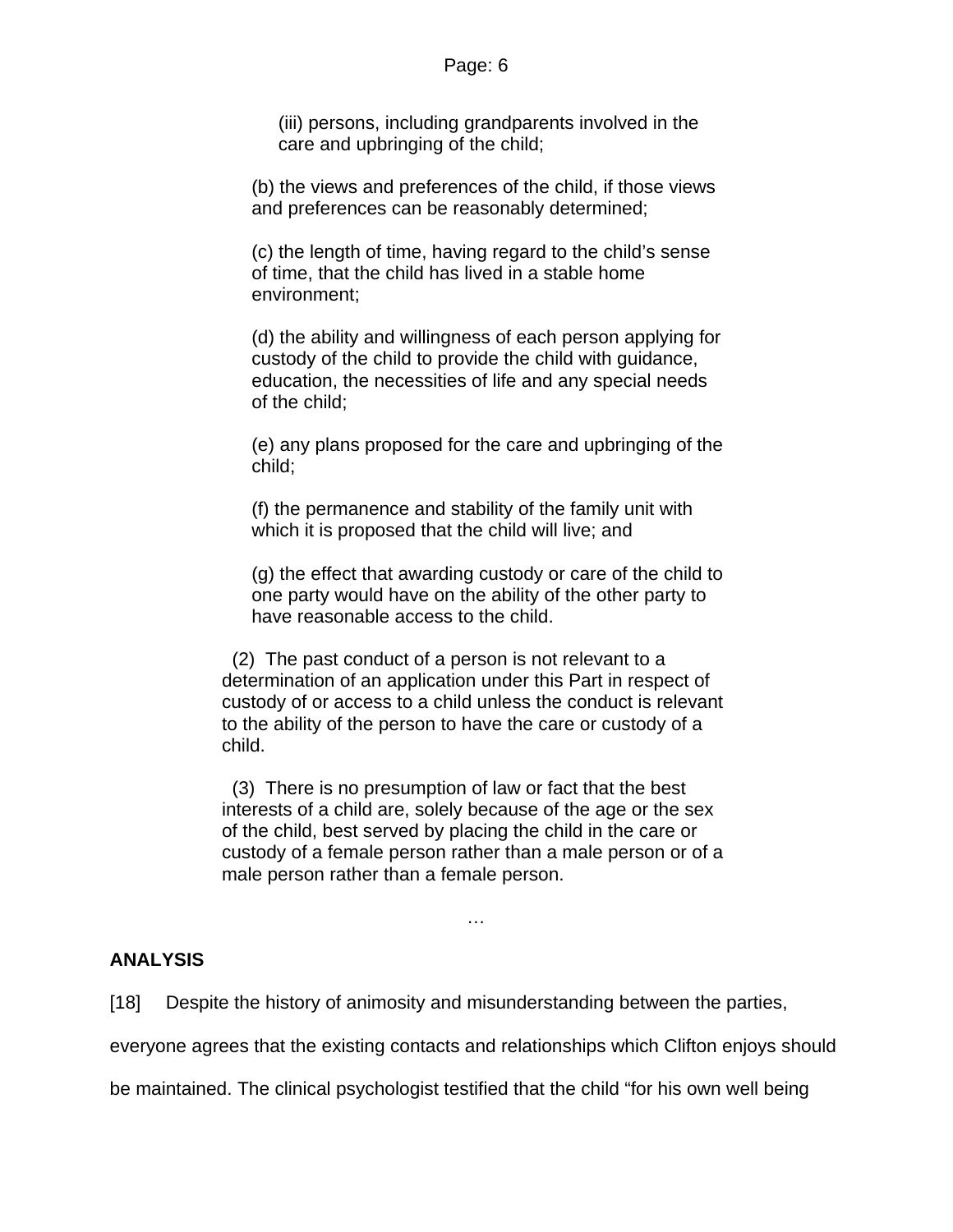(iii) persons, including grandparents involved in the care and upbringing of the child;

(b) the views and preferences of the child, if those views and preferences can be reasonably determined;

(c) the length of time, having regard to the child's sense of time, that the child has lived in a stable home environment;

(d) the ability and willingness of each person applying for custody of the child to provide the child with guidance, education, the necessities of life and any special needs of the child;

(e) any plans proposed for the care and upbringing of the child;

(f) the permanence and stability of the family unit with which it is proposed that the child will live; and

(g) the effect that awarding custody or care of the child to one party would have on the ability of the other party to have reasonable access to the child.

(2) The past conduct of a person is not relevant to a determination of an application under this Part in respect of custody of or access to a child unless the conduct is relevant to the ability of the person to have the care or custody of a child.

(3) There is no presumption of law or fact that the best interests of a child are, solely because of the age or the sex of the child, best served by placing the child in the care or custody of a female person rather than a male person or of a male person rather than a female person.

…

## ANALYSIS

[18] Despite the history of animosity and misunderstanding between the parties, everyone agrees that the existing contacts and relationships which Clifton enjoys should be maintained. The clinical psychologist testified that the child "for his own well being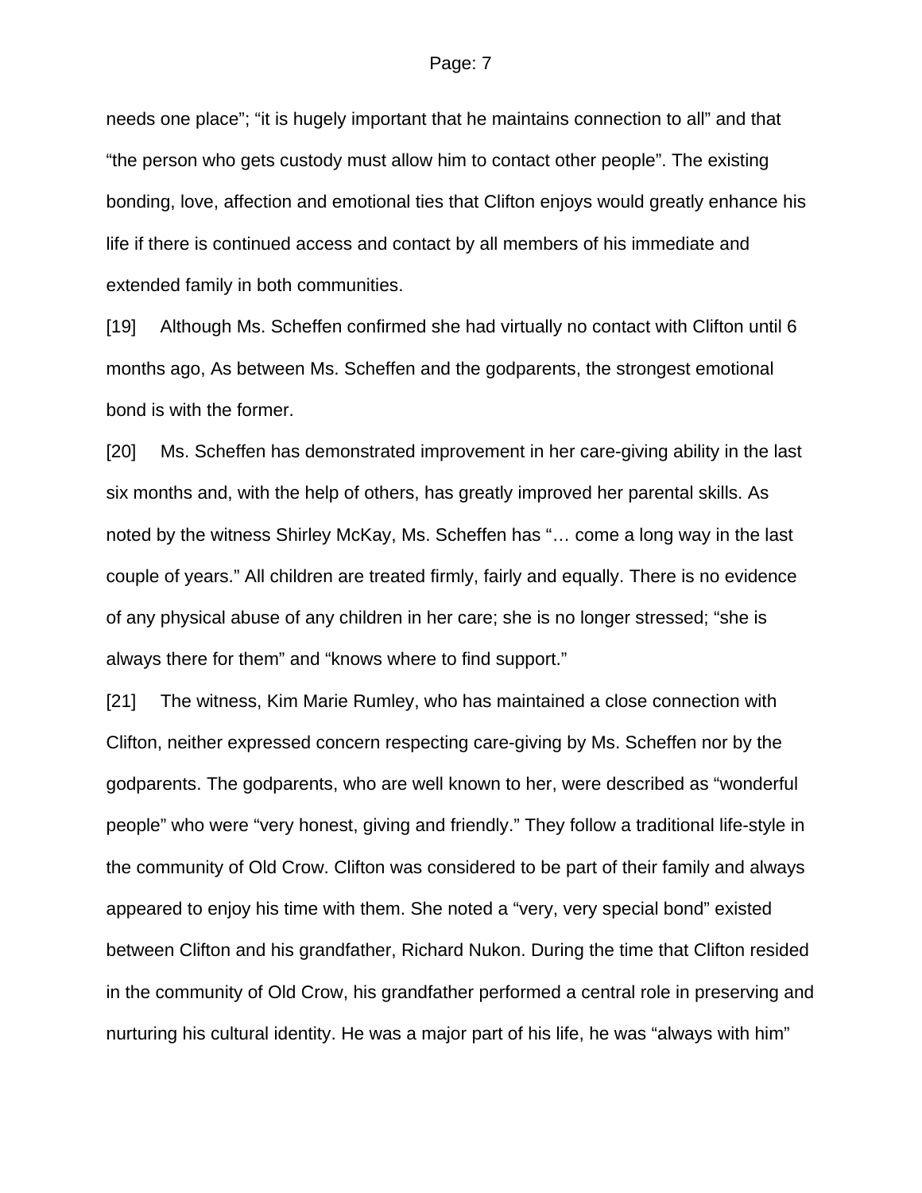needs one place"; "it is hugely important that he maintains connection to all" and that "the person who gets custody must allow him to contact other people". The existing bonding, love, affection and emotional ties that Clifton enjoys would greatly enhance his life if there is continued access and contact by all members of his immediate and extended family in both communities.

[19] Although Ms. Scheffen confirmed she had virtually no contact with Clifton until 6 months ago, As between Ms. Scheffen and the godparents, the strongest emotional bond is with the former.

[20] Ms. Scheffen has demonstrated improvement in her care-giving ability in the last six months and, with the help of others, has greatly improved her parental skills. As noted by the witness Shirley McKay, Ms. Scheffen has "… come a long way in the last couple of years." All children are treated firmly, fairly and equally. There is no evidence of any physical abuse of any children in her care; she is no longer stressed; "she is always there for them" and "knows where to find support."

[21] The witness, Kim Marie Rumley, who has maintained a close connection with Clifton, neither expressed concern respecting care-giving by Ms. Scheffen nor by the godparents. The godparents, who are well known to her, were described as "wonderful people" who were "very honest, giving and friendly." They follow a traditional life-style in the community of Old Crow. Clifton was considered to be part of their family and always appeared to enjoy his time with them. She noted a "very, very special bond" existed between Clifton and his grandfather, Richard Nukon. During the time that Clifton resided in the community of Old Crow, his grandfather performed a central role in preserving and nurturing his cultural identity. He was a major part of his life, he was "always with him"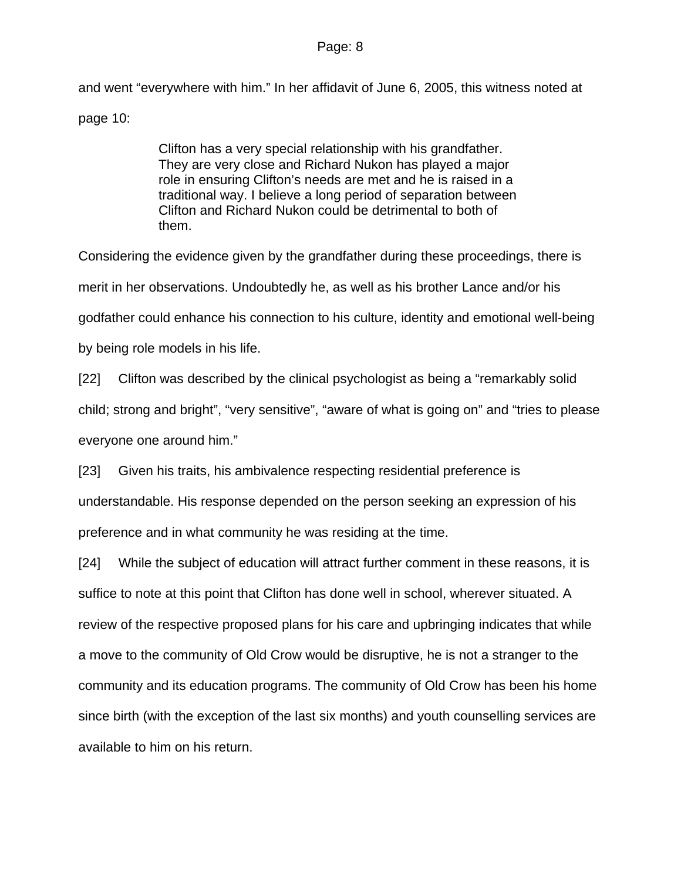and went "everywhere with him." In her affidavit of June 6, 2005, this witness noted at page 10:

> Clifton has a very special relationship with his grandfather. They are very close and Richard Nukon has played a major role in ensuring Clifton's needs are met and he is raised in a traditional way. I believe a long period of separation between Clifton and Richard Nukon could be detrimental to both of them.

Considering the evidence given by the grandfather during these proceedings, there is merit in her observations. Undoubtedly he, as well as his brother Lance and/or his godfather could enhance his connection to his culture, identity and emotional well-being by being role models in his life.

[22] Clifton was described by the clinical psychologist as being a "remarkably solid child; strong and bright", "very sensitive", "aware of what is going on" and "tries to please everyone one around him."

[23] Given his traits, his ambivalence respecting residential preference is understandable. His response depended on the person seeking an expression of his preference and in what community he was residing at the time.

[24] While the subject of education will attract further comment in these reasons, it is suffice to note at this point that Clifton has done well in school, wherever situated. A review of the respective proposed plans for his care and upbringing indicates that while a move to the community of Old Crow would be disruptive, he is not a stranger to the community and its education programs. The community of Old Crow has been his home since birth (with the exception of the last six months) and youth counselling services are available to him on his return.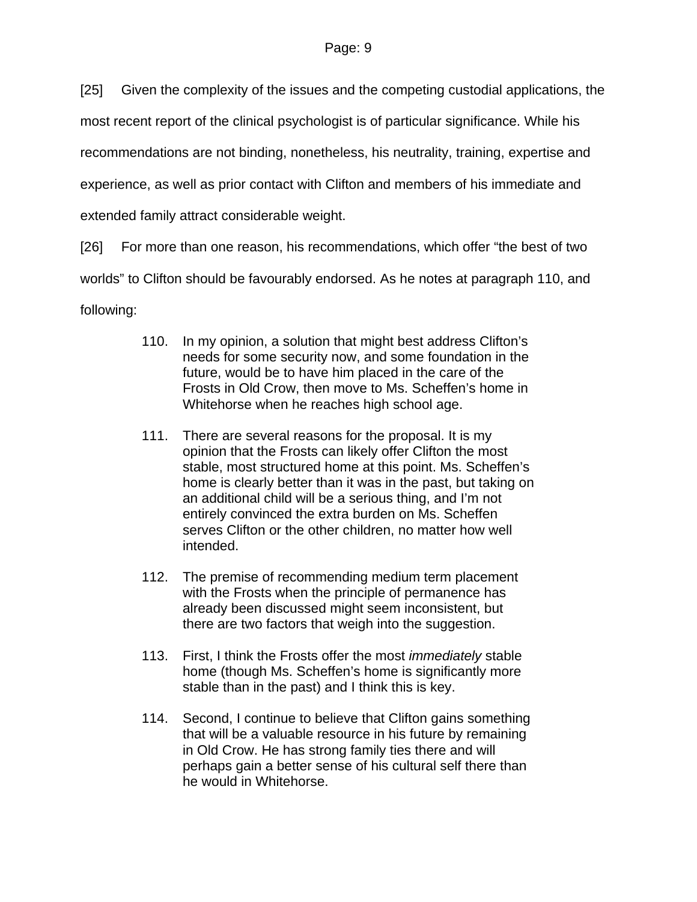[25] Given the complexity of the issues and the competing custodial applications, the most recent report of the clinical psychologist is of particular significance. While his recommendations are not binding, nonetheless, his neutrality, training, expertise and experience, as well as prior contact with Clifton and members of his immediate and extended family attract considerable weight.

[26] For more than one reason, his recommendations, which offer "the best of two worlds" to Clifton should be favourably endorsed. As he notes at paragraph 110, and following:

> 110. In my opinion, a solution that might best address Clifton's needs for some security now, and some foundation in the future, would be to have him placed in the care of the Frosts in Old Crow, then move to Ms. Scheffen's home in Whitehorse when he reaches high school age.
>
> 111. There are several reasons for the proposal. It is my opinion that the Frosts can likely offer Clifton the most stable, most structured home at this point. Ms. Scheffen's home is clearly better than it was in the past, but taking on an additional child will be a serious thing, and I'm not entirely convinced the extra burden on Ms. Scheffen serves Clifton or the other children, no matter how well intended.
>
> 112. The premise of recommending medium term placement with the Frosts when the principle of permanence has already been discussed might seem inconsistent, but there are two factors that weigh into the suggestion.
>
> 113. First, I think the Frosts offer the most *immediately* stable home (though Ms. Scheffen's home is significantly more stable than in the past) and I think this is key.
>
> 114. Second, I continue to believe that Clifton gains something that will be a valuable resource in his future by remaining in Old Crow. He has strong family ties there and will perhaps gain a better sense of his cultural self there than he would in Whitehorse.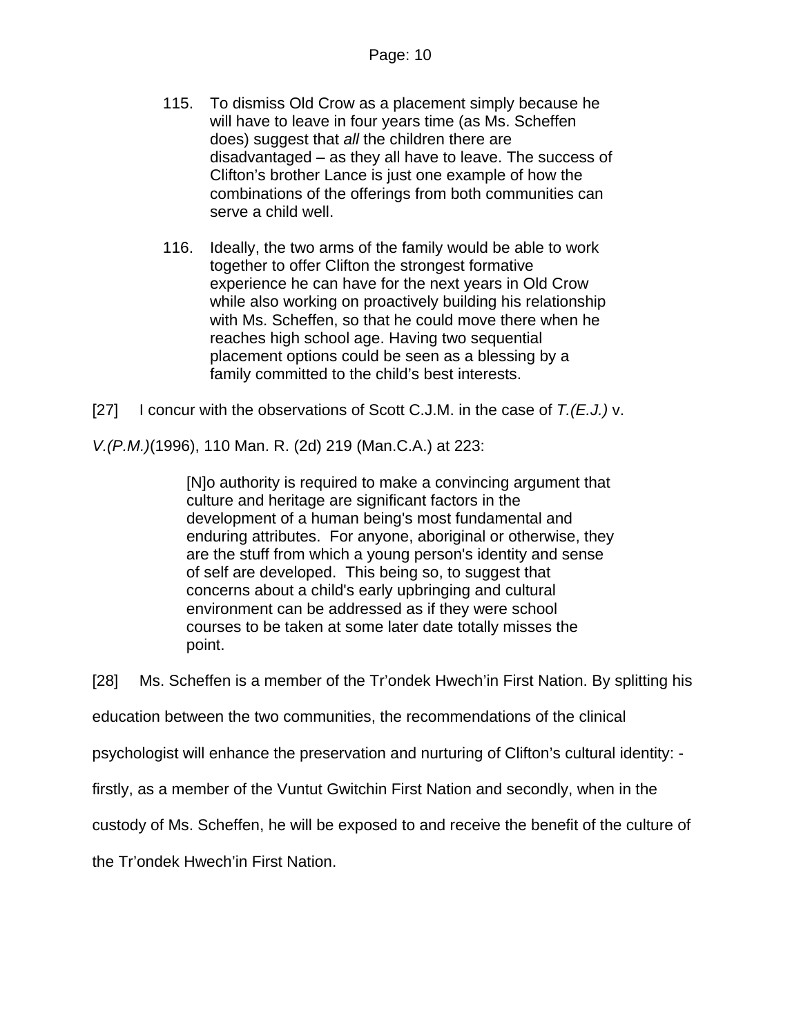115. To dismiss Old Crow as a placement simply because he will have to leave in four years time (as Ms. Scheffen does) suggest that *all* the children there are disadvantaged – as they all have to leave. The success of Clifton's brother Lance is just one example of how the combinations of the offerings from both communities can serve a child well.

116. Ideally, the two arms of the family would be able to work together to offer Clifton the strongest formative experience he can have for the next years in Old Crow while also working on proactively building his relationship with Ms. Scheffen, so that he could move there when he reaches high school age. Having two sequential placement options could be seen as a blessing by a family committed to the child's best interests.

[27] I concur with the observations of Scott C.J.M. in the case of *T.(E.J.)* v. *V.(P.M.)*(1996), 110 Man. R. (2d) 219 (Man.C.A.) at 223:

> [N]o authority is required to make a convincing argument that culture and heritage are significant factors in the development of a human being's most fundamental and enduring attributes. For anyone, aboriginal or otherwise, they are the stuff from which a young person's identity and sense of self are developed. This being so, to suggest that concerns about a child's early upbringing and cultural environment can be addressed as if they were school courses to be taken at some later date totally misses the point.

[28] Ms. Scheffen is a member of the Tr'ondek Hwech'in First Nation. By splitting his education between the two communities, the recommendations of the clinical psychologist will enhance the preservation and nurturing of Clifton's cultural identity: - firstly, as a member of the Vuntut Gwitchin First Nation and secondly, when in the custody of Ms. Scheffen, he will be exposed to and receive the benefit of the culture of the Tr'ondek Hwech'in First Nation.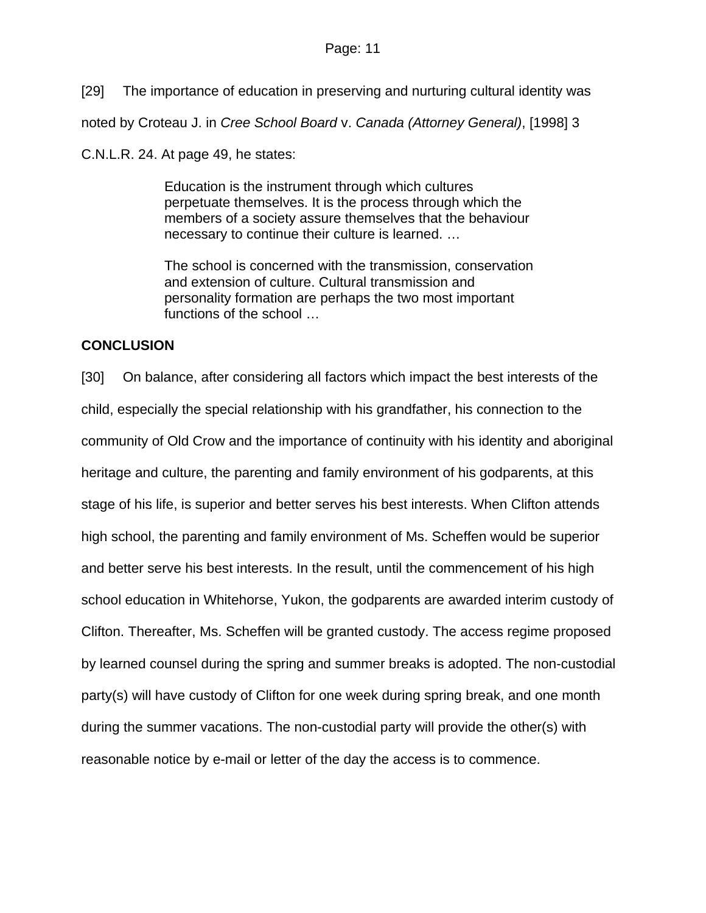[29] The importance of education in preserving and nurturing cultural identity was noted by Croteau J. in *Cree School Board* v. *Canada (Attorney General)*, [1998] 3 C.N.L.R. 24. At page 49, he states:

> Education is the instrument through which cultures perpetuate themselves. It is the process through which the members of a society assure themselves that the behaviour necessary to continue their culture is learned. …
>
> The school is concerned with the transmission, conservation and extension of culture. Cultural transmission and personality formation are perhaps the two most important functions of the school …

**CONCLUSION**

[30] On balance, after considering all factors which impact the best interests of the child, especially the special relationship with his grandfather, his connection to the community of Old Crow and the importance of continuity with his identity and aboriginal heritage and culture, the parenting and family environment of his godparents, at this stage of his life, is superior and better serves his best interests. When Clifton attends high school, the parenting and family environment of Ms. Scheffen would be superior and better serve his best interests. In the result, until the commencement of his high school education in Whitehorse, Yukon, the godparents are awarded interim custody of Clifton. Thereafter, Ms. Scheffen will be granted custody. The access regime proposed by learned counsel during the spring and summer breaks is adopted. The non-custodial party(s) will have custody of Clifton for one week during spring break, and one month during the summer vacations. The non-custodial party will provide the other(s) with reasonable notice by e-mail or letter of the day the access is to commence.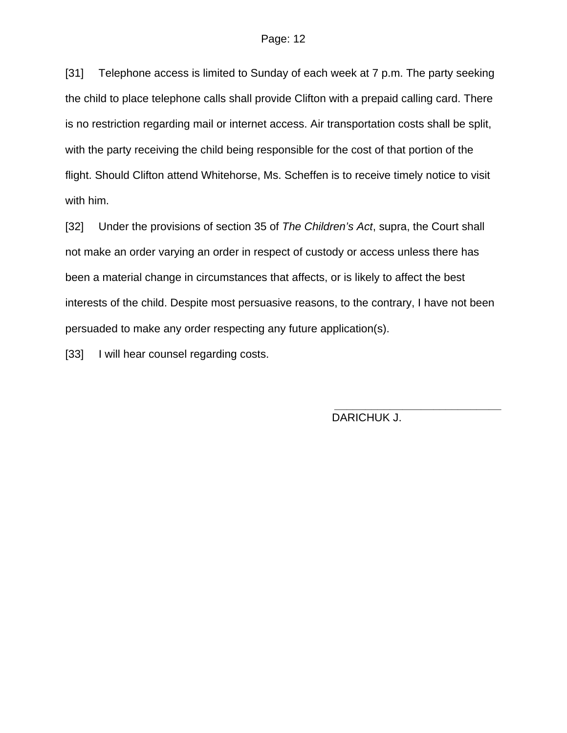[31] Telephone access is limited to Sunday of each week at 7 p.m. The party seeking the child to place telephone calls shall provide Clifton with a prepaid calling card. There is no restriction regarding mail or internet access. Air transportation costs shall be split, with the party receiving the child being responsible for the cost of that portion of the flight. Should Clifton attend Whitehorse, Ms. Scheffen is to receive timely notice to visit with him.

[32] Under the provisions of section 35 of *The Children's Act*, supra, the Court shall not make an order varying an order in respect of custody or access unless there has been a material change in circumstances that affects, or is likely to affect the best interests of the child. Despite most persuasive reasons, to the contrary, I have not been persuaded to make any order respecting any future application(s).

[33] I will hear counsel regarding costs.

\_\_\_\_\_\_\_\_\_\_\_\_\_\_\_\_\_\_\_\_\_\_\_\_\_\_\_\_\_\_

DARICHUK J.